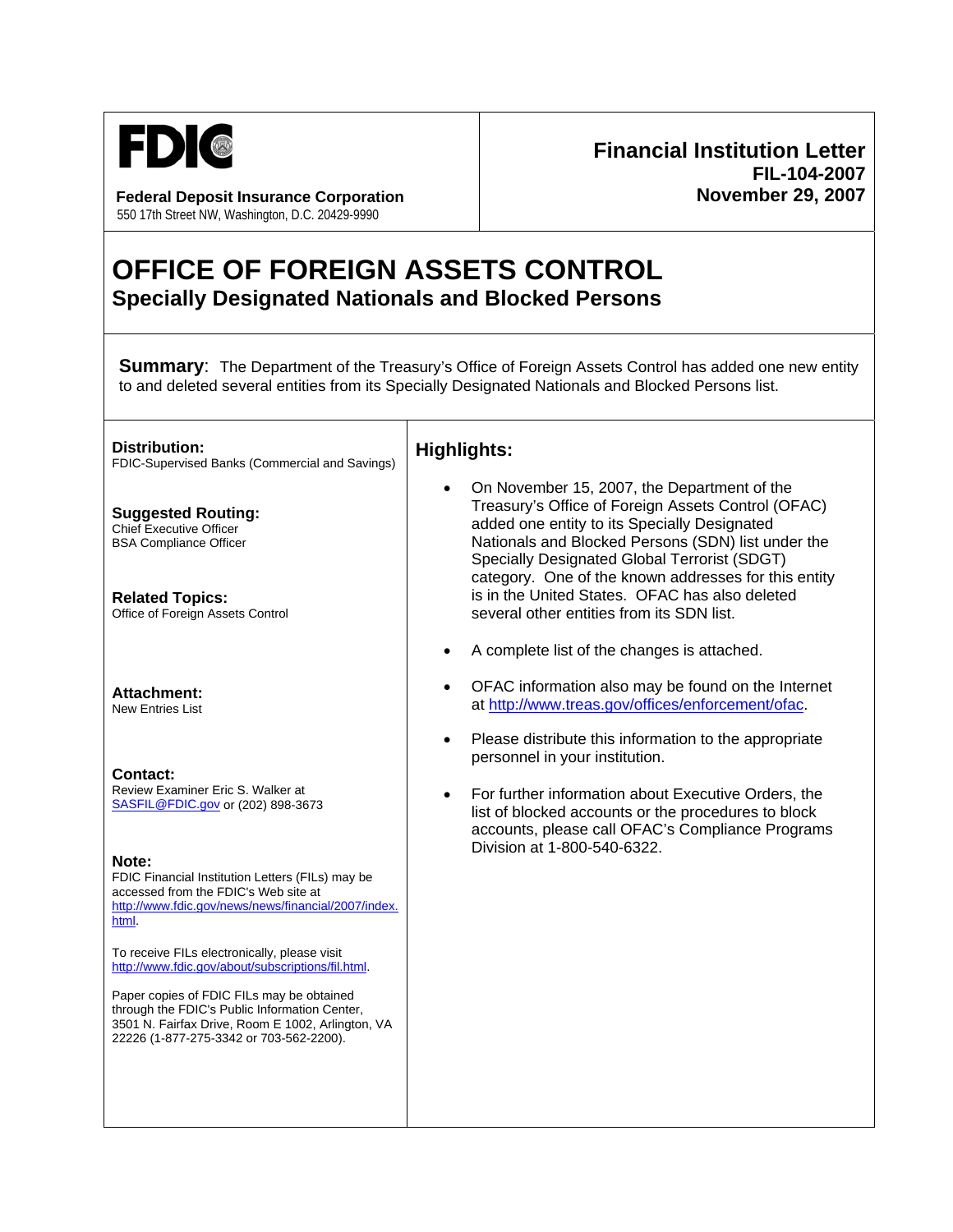**FDIC**

**Federal Deposit Insurance Corporation**
550 17th Street NW, Washington, D.C. 20429-9990

**Financial Institution Letter**
**FIL-104-2007**
**November 29, 2007**

# OFFICE OF FOREIGN ASSETS CONTROL

## Specially Designated Nationals and Blocked Persons

**Summary**: The Department of the Treasury's Office of Foreign Assets Control has added one new entity to and deleted several entities from its Specially Designated Nationals and Blocked Persons list.

**Distribution:**
FDIC-Supervised Banks (Commercial and Savings)

**Suggested Routing:**
Chief Executive Officer
BSA Compliance Officer

**Related Topics:**
Office of Foreign Assets Control

**Attachment:**
New Entries List

**Contact:**
Review Examiner Eric S. Walker at SASFIL@FDIC.gov or (202) 898-3673

**Note:**
FDIC Financial Institution Letters (FILs) may be accessed from the FDIC's Web site at http://www.fdic.gov/news/news/financial/2007/index.html.

To receive FILs electronically, please visit http://www.fdic.gov/about/subscriptions/fil.html.

Paper copies of FDIC FILs may be obtained through the FDIC's Public Information Center, 3501 N. Fairfax Drive, Room E 1002, Arlington, VA 22226 (1-877-275-3342 or 703-562-2200).

### Highlights:

- On November 15, 2007, the Department of the Treasury's Office of Foreign Assets Control (OFAC) added one entity to its Specially Designated Nationals and Blocked Persons (SDN) list under the Specially Designated Global Terrorist (SDGT) category. One of the known addresses for this entity is in the United States. OFAC has also deleted several other entities from its SDN list.
- A complete list of the changes is attached.
- OFAC information also may be found on the Internet at http://www.treas.gov/offices/enforcement/ofac.
- Please distribute this information to the appropriate personnel in your institution.
- For further information about Executive Orders, the list of blocked accounts or the procedures to block accounts, please call OFAC's Compliance Programs Division at 1-800-540-6322.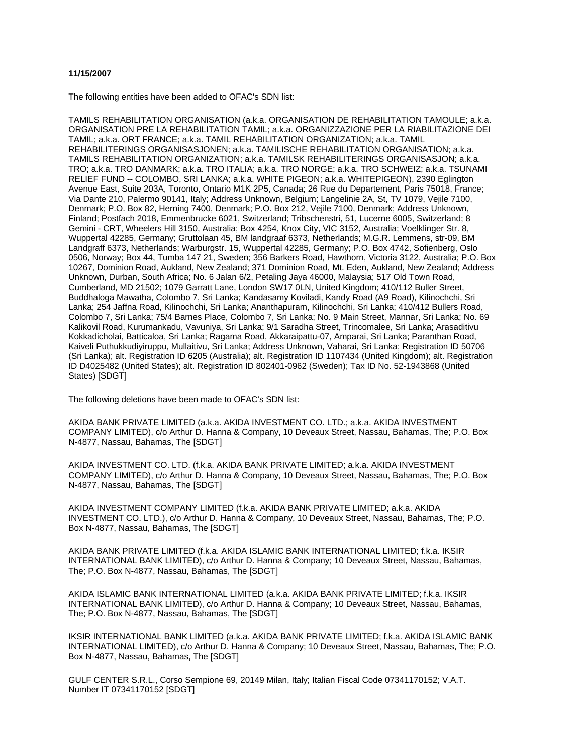**11/15/2007**

The following entities have been added to OFAC's SDN list:

TAMILS REHABILITATION ORGANISATION (a.k.a. ORGANISATION DE REHABILITATION TAMOULE; a.k.a. ORGANISATION PRE LA REHABILITATION TAMIL; a.k.a. ORGANIZZAZIONE PER LA RIABILITAZIONE DEI TAMIL; a.k.a. ORT FRANCE; a.k.a. TAMIL REHABILITATION ORGANIZATION; a.k.a. TAMIL REHABILITERINGS ORGANISASJONEN; a.k.a. TAMILISCHE REHABILITATION ORGANISATION; a.k.a. TAMILS REHABILITATION ORGANIZATION; a.k.a. TAMILSK REHABILITERINGS ORGANISASJON; a.k.a. TRO; a.k.a. TRO DANMARK; a.k.a. TRO ITALIA; a.k.a. TRO NORGE; a.k.a. TRO SCHWEIZ; a.k.a. TSUNAMI RELIEF FUND -- COLOMBO, SRI LANKA; a.k.a. WHITE PIGEON; a.k.a. WHITEPIGEON), 2390 Eglington Avenue East, Suite 203A, Toronto, Ontario M1K 2P5, Canada; 26 Rue du Departement, Paris 75018, France; Via Dante 210, Palermo 90141, Italy; Address Unknown, Belgium; Langelinie 2A, St, TV 1079, Vejile 7100, Denmark; P.O. Box 82, Herning 7400, Denmark; P.O. Box 212, Vejile 7100, Denmark; Address Unknown, Finland; Postfach 2018, Emmenbrucke 6021, Switzerland; Tribschenstri, 51, Lucerne 6005, Switzerland; 8 Gemini - CRT, Wheelers Hill 3150, Australia; Box 4254, Knox City, VIC 3152, Australia; Voelklinger Str. 8, Wuppertal 42285, Germany; Gruttolaan 45, BM landgraaf 6373, Netherlands; M.G.R. Lemmens, str-09, BM Landgraff 6373, Netherlands; Warburgstr. 15, Wuppertal 42285, Germany; P.O. Box 4742, Sofienberg, Oslo 0506, Norway; Box 44, Tumba 147 21, Sweden; 356 Barkers Road, Hawthorn, Victoria 3122, Australia; P.O. Box 10267, Dominion Road, Aukland, New Zealand; 371 Dominion Road, Mt. Eden, Aukland, New Zealand; Address Unknown, Durban, South Africa; No. 6 Jalan 6/2, Petaling Jaya 46000, Malaysia; 517 Old Town Road, Cumberland, MD 21502; 1079 Garratt Lane, London SW17 0LN, United Kingdom; 410/112 Buller Street, Buddhaloga Mawatha, Colombo 7, Sri Lanka; Kandasamy Koviladi, Kandy Road (A9 Road), Kilinochchi, Sri Lanka; 254 Jaffna Road, Kilinochchi, Sri Lanka; Ananthapuram, Kilinochchi, Sri Lanka; 410/412 Bullers Road, Colombo 7, Sri Lanka; 75/4 Barnes Place, Colombo 7, Sri Lanka; No. 9 Main Street, Mannar, Sri Lanka; No. 69 Kalikovil Road, Kurumankadu, Vavuniya, Sri Lanka; 9/1 Saradha Street, Trincomalee, Sri Lanka; Arasaditivu Kokkadicholai, Batticaloa, Sri Lanka; Ragama Road, Akkaraipattu-07, Amparai, Sri Lanka; Paranthan Road, Kaiveli Puthukkudiyiruppu, Mullaitivu, Sri Lanka; Address Unknown, Vaharai, Sri Lanka; Registration ID 50706 (Sri Lanka); alt. Registration ID 6205 (Australia); alt. Registration ID 1107434 (United Kingdom); alt. Registration ID D4025482 (United States); alt. Registration ID 802401-0962 (Sweden); Tax ID No. 52-1943868 (United States) [SDGT]

The following deletions have been made to OFAC's SDN list:

AKIDA BANK PRIVATE LIMITED (a.k.a. AKIDA INVESTMENT CO. LTD.; a.k.a. AKIDA INVESTMENT COMPANY LIMITED), c/o Arthur D. Hanna & Company, 10 Deveaux Street, Nassau, Bahamas, The; P.O. Box N-4877, Nassau, Bahamas, The [SDGT]

AKIDA INVESTMENT CO. LTD. (f.k.a. AKIDA BANK PRIVATE LIMITED; a.k.a. AKIDA INVESTMENT COMPANY LIMITED), c/o Arthur D. Hanna & Company, 10 Deveaux Street, Nassau, Bahamas, The; P.O. Box N-4877, Nassau, Bahamas, The [SDGT]

AKIDA INVESTMENT COMPANY LIMITED (f.k.a. AKIDA BANK PRIVATE LIMITED; a.k.a. AKIDA INVESTMENT CO. LTD.), c/o Arthur D. Hanna & Company, 10 Deveaux Street, Nassau, Bahamas, The; P.O. Box N-4877, Nassau, Bahamas, The [SDGT]

AKIDA BANK PRIVATE LIMITED (f.k.a. AKIDA ISLAMIC BANK INTERNATIONAL LIMITED; f.k.a. IKSIR INTERNATIONAL BANK LIMITED), c/o Arthur D. Hanna & Company; 10 Deveaux Street, Nassau, Bahamas, The; P.O. Box N-4877, Nassau, Bahamas, The [SDGT]

AKIDA ISLAMIC BANK INTERNATIONAL LIMITED (a.k.a. AKIDA BANK PRIVATE LIMITED; f.k.a. IKSIR INTERNATIONAL BANK LIMITED), c/o Arthur D. Hanna & Company; 10 Deveaux Street, Nassau, Bahamas, The; P.O. Box N-4877, Nassau, Bahamas, The [SDGT]

IKSIR INTERNATIONAL BANK LIMITED (a.k.a. AKIDA BANK PRIVATE LIMITED; f.k.a. AKIDA ISLAMIC BANK INTERNATIONAL LIMITED), c/o Arthur D. Hanna & Company; 10 Deveaux Street, Nassau, Bahamas, The; P.O. Box N-4877, Nassau, Bahamas, The [SDGT]

GULF CENTER S.R.L., Corso Sempione 69, 20149 Milan, Italy; Italian Fiscal Code 07341170152; V.A.T. Number IT 07341170152 [SDGT]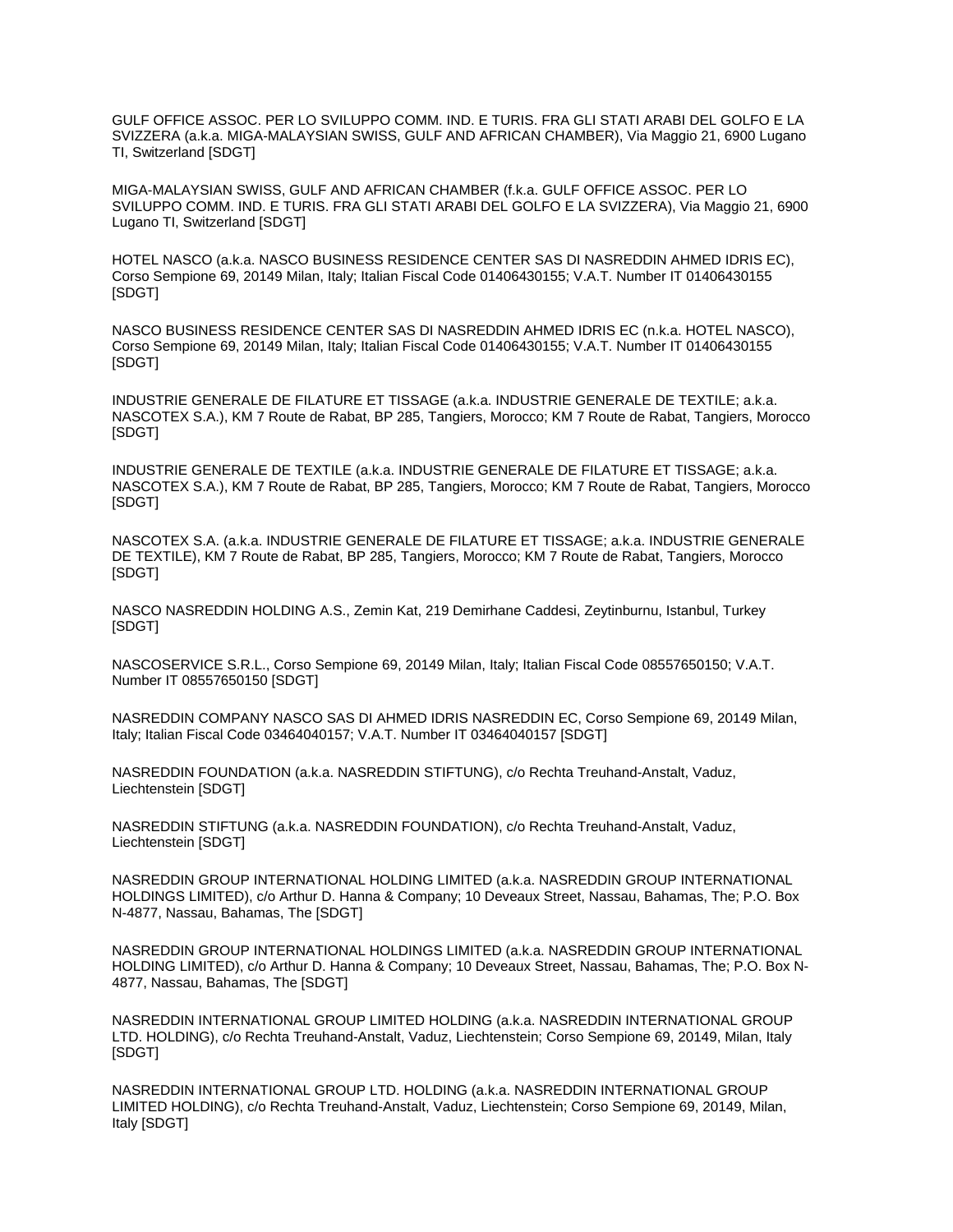GULF OFFICE ASSOC. PER LO SVILUPPO COMM. IND. E TURIS. FRA GLI STATI ARABI DEL GOLFO E LA SVIZZERA (a.k.a. MIGA-MALAYSIAN SWISS, GULF AND AFRICAN CHAMBER), Via Maggio 21, 6900 Lugano TI, Switzerland [SDGT]

MIGA-MALAYSIAN SWISS, GULF AND AFRICAN CHAMBER (f.k.a. GULF OFFICE ASSOC. PER LO SVILUPPO COMM. IND. E TURIS. FRA GLI STATI ARABI DEL GOLFO E LA SVIZZERA), Via Maggio 21, 6900 Lugano TI, Switzerland [SDGT]

HOTEL NASCO (a.k.a. NASCO BUSINESS RESIDENCE CENTER SAS DI NASREDDIN AHMED IDRIS EC), Corso Sempione 69, 20149 Milan, Italy; Italian Fiscal Code 01406430155; V.A.T. Number IT 01406430155 [SDGT]

NASCO BUSINESS RESIDENCE CENTER SAS DI NASREDDIN AHMED IDRIS EC (n.k.a. HOTEL NASCO), Corso Sempione 69, 20149 Milan, Italy; Italian Fiscal Code 01406430155; V.A.T. Number IT 01406430155 [SDGT]

INDUSTRIE GENERALE DE FILATURE ET TISSAGE (a.k.a. INDUSTRIE GENERALE DE TEXTILE; a.k.a. NASCOTEX S.A.), KM 7 Route de Rabat, BP 285, Tangiers, Morocco; KM 7 Route de Rabat, Tangiers, Morocco [SDGT]

INDUSTRIE GENERALE DE TEXTILE (a.k.a. INDUSTRIE GENERALE DE FILATURE ET TISSAGE; a.k.a. NASCOTEX S.A.), KM 7 Route de Rabat, BP 285, Tangiers, Morocco; KM 7 Route de Rabat, Tangiers, Morocco [SDGT]

NASCOTEX S.A. (a.k.a. INDUSTRIE GENERALE DE FILATURE ET TISSAGE; a.k.a. INDUSTRIE GENERALE DE TEXTILE), KM 7 Route de Rabat, BP 285, Tangiers, Morocco; KM 7 Route de Rabat, Tangiers, Morocco [SDGT]

NASCO NASREDDIN HOLDING A.S., Zemin Kat, 219 Demirhane Caddesi, Zeytinburnu, Istanbul, Turkey [SDGT]

NASCOSERVICE S.R.L., Corso Sempione 69, 20149 Milan, Italy; Italian Fiscal Code 08557650150; V.A.T. Number IT 08557650150 [SDGT]

NASREDDIN COMPANY NASCO SAS DI AHMED IDRIS NASREDDIN EC, Corso Sempione 69, 20149 Milan, Italy; Italian Fiscal Code 03464040157; V.A.T. Number IT 03464040157 [SDGT]

NASREDDIN FOUNDATION (a.k.a. NASREDDIN STIFTUNG), c/o Rechta Treuhand-Anstalt, Vaduz, Liechtenstein [SDGT]

NASREDDIN STIFTUNG (a.k.a. NASREDDIN FOUNDATION), c/o Rechta Treuhand-Anstalt, Vaduz, Liechtenstein [SDGT]

NASREDDIN GROUP INTERNATIONAL HOLDING LIMITED (a.k.a. NASREDDIN GROUP INTERNATIONAL HOLDINGS LIMITED), c/o Arthur D. Hanna & Company; 10 Deveaux Street, Nassau, Bahamas, The; P.O. Box N-4877, Nassau, Bahamas, The [SDGT]

NASREDDIN GROUP INTERNATIONAL HOLDINGS LIMITED (a.k.a. NASREDDIN GROUP INTERNATIONAL HOLDING LIMITED), c/o Arthur D. Hanna & Company; 10 Deveaux Street, Nassau, Bahamas, The; P.O. Box N-4877, Nassau, Bahamas, The [SDGT]

NASREDDIN INTERNATIONAL GROUP LIMITED HOLDING (a.k.a. NASREDDIN INTERNATIONAL GROUP LTD. HOLDING), c/o Rechta Treuhand-Anstalt, Vaduz, Liechtenstein; Corso Sempione 69, 20149, Milan, Italy [SDGT]

NASREDDIN INTERNATIONAL GROUP LTD. HOLDING (a.k.a. NASREDDIN INTERNATIONAL GROUP LIMITED HOLDING), c/o Rechta Treuhand-Anstalt, Vaduz, Liechtenstein; Corso Sempione 69, 20149, Milan, Italy [SDGT]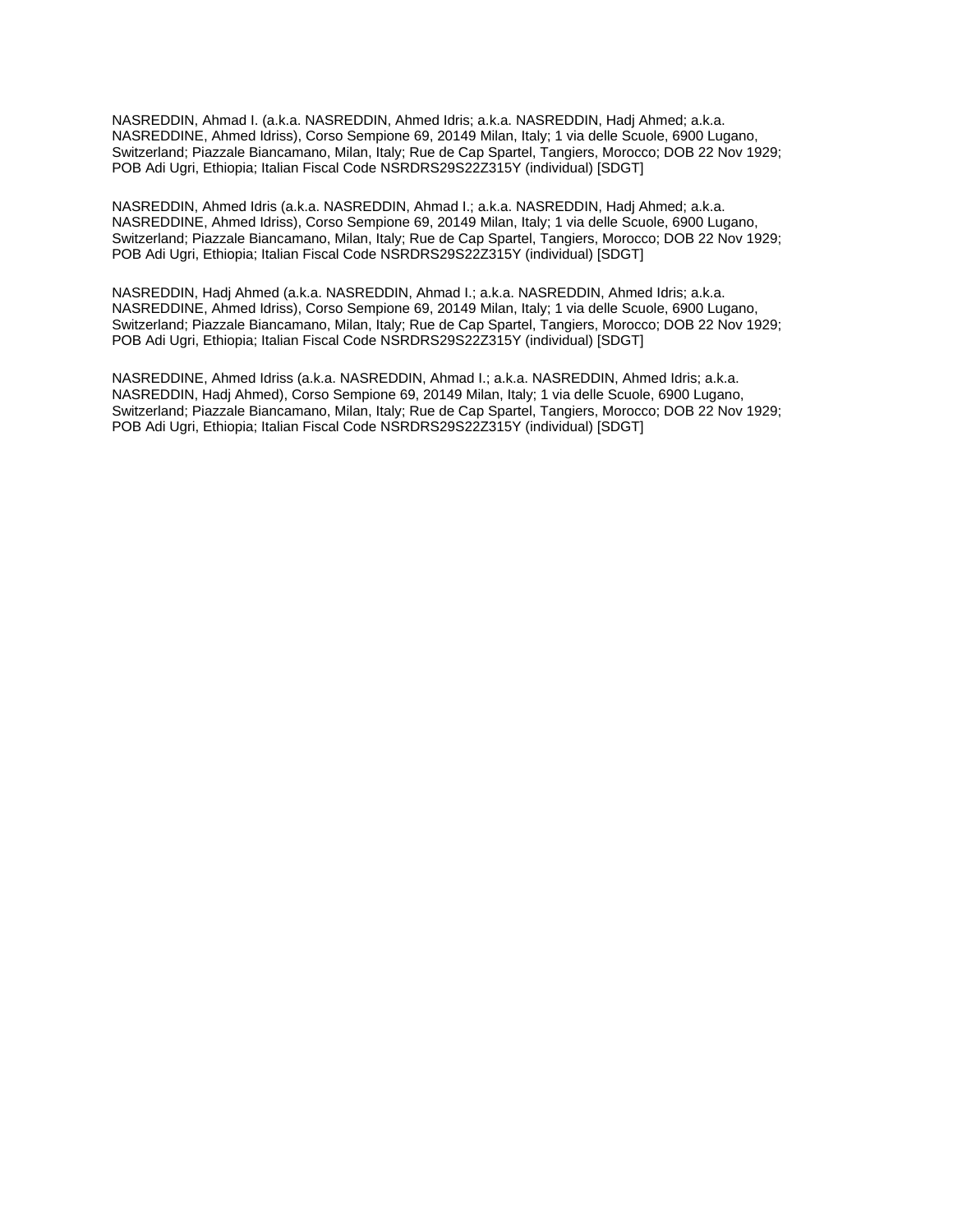NASREDDIN, Ahmad I. (a.k.a. NASREDDIN, Ahmed Idris; a.k.a. NASREDDIN, Hadj Ahmed; a.k.a. NASREDDINE, Ahmed Idriss), Corso Sempione 69, 20149 Milan, Italy; 1 via delle Scuole, 6900 Lugano, Switzerland; Piazzale Biancamano, Milan, Italy; Rue de Cap Spartel, Tangiers, Morocco; DOB 22 Nov 1929; POB Adi Ugri, Ethiopia; Italian Fiscal Code NSRDRS29S22Z315Y (individual) [SDGT]

NASREDDIN, Ahmed Idris (a.k.a. NASREDDIN, Ahmad I.; a.k.a. NASREDDIN, Hadj Ahmed; a.k.a. NASREDDINE, Ahmed Idriss), Corso Sempione 69, 20149 Milan, Italy; 1 via delle Scuole, 6900 Lugano, Switzerland; Piazzale Biancamano, Milan, Italy; Rue de Cap Spartel, Tangiers, Morocco; DOB 22 Nov 1929; POB Adi Ugri, Ethiopia; Italian Fiscal Code NSRDRS29S22Z315Y (individual) [SDGT]

NASREDDIN, Hadj Ahmed (a.k.a. NASREDDIN, Ahmad I.; a.k.a. NASREDDIN, Ahmed Idris; a.k.a. NASREDDINE, Ahmed Idriss), Corso Sempione 69, 20149 Milan, Italy; 1 via delle Scuole, 6900 Lugano, Switzerland; Piazzale Biancamano, Milan, Italy; Rue de Cap Spartel, Tangiers, Morocco; DOB 22 Nov 1929; POB Adi Ugri, Ethiopia; Italian Fiscal Code NSRDRS29S22Z315Y (individual) [SDGT]

NASREDDINE, Ahmed Idriss (a.k.a. NASREDDIN, Ahmad I.; a.k.a. NASREDDIN, Ahmed Idris; a.k.a. NASREDDIN, Hadj Ahmed), Corso Sempione 69, 20149 Milan, Italy; 1 via delle Scuole, 6900 Lugano, Switzerland; Piazzale Biancamano, Milan, Italy; Rue de Cap Spartel, Tangiers, Morocco; DOB 22 Nov 1929; POB Adi Ugri, Ethiopia; Italian Fiscal Code NSRDRS29S22Z315Y (individual) [SDGT]